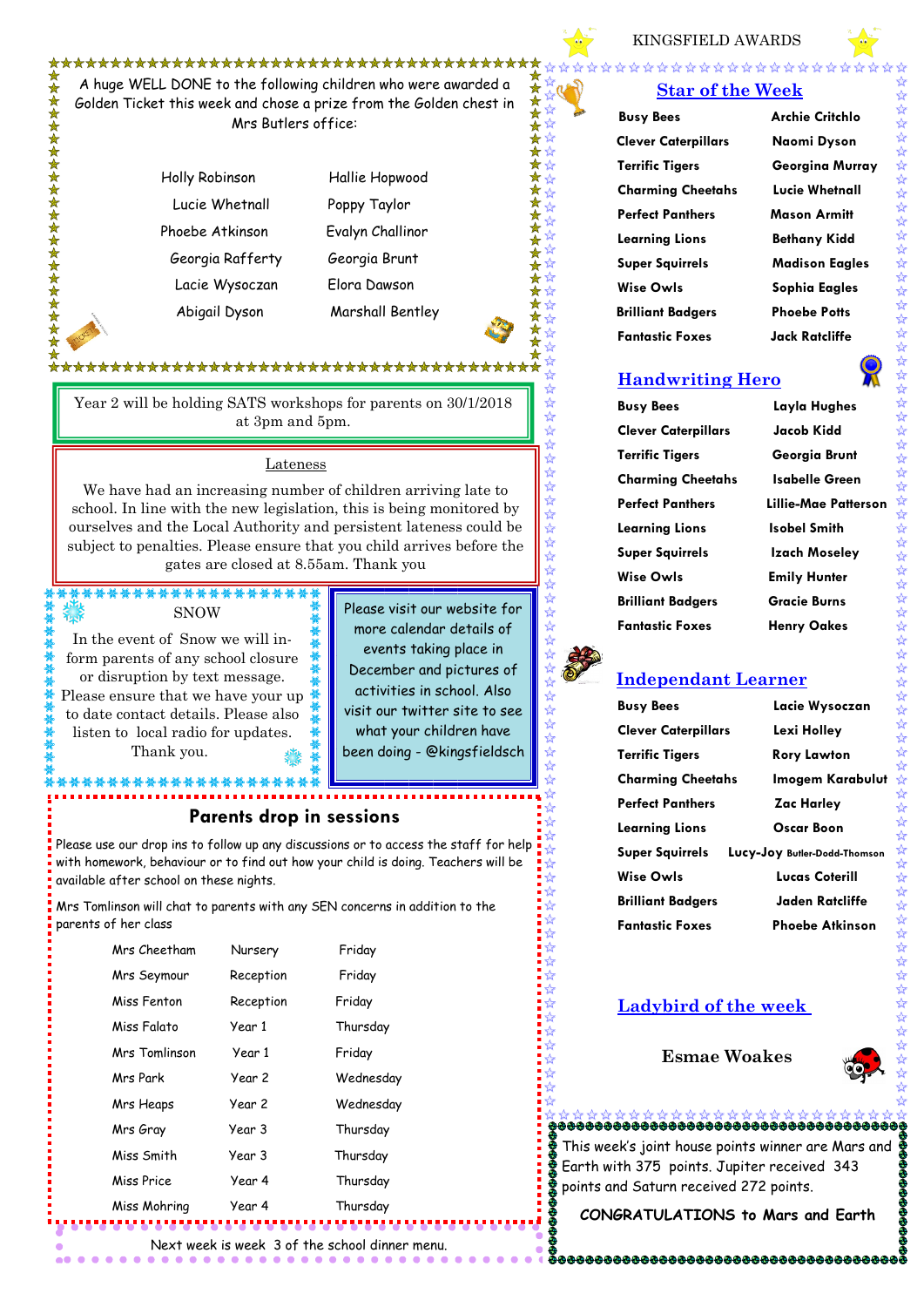A huge WELL DONE to the following children who were awarded a Golden Ticket this week and chose a prize from the Golden chest in Mrs Butlers office:

| | |
|---|---|
| Holly Robinson | Hallie Hopwood |
| Lucie Whetnall | Poppy Taylor |
| Phoebe Atkinson | Evalyn Challinor |
| Georgia Rafferty | Georgia Brunt |
| Lacie Wysoczan | Elora Dawson |
| Abigail Dyson | Marshall Bentley |

Year 2 will be holding SATS workshops for parents on 30/1/2018 at 3pm and 5pm.

## Lateness

We have had an increasing number of children arriving late to school. In line with the new legislation, this is being monitored by ourselves and the Local Authority and persistent lateness could be subject to penalties. Please ensure that you child arrives before the gates are closed at 8.55am. Thank you

## SNOW

In the event of Snow we will inform parents of any school closure or disruption by text message. Please ensure that we have your up to date contact details. Please also listen to local radio for updates. Thank you.

Please visit our website for more calendar details of events taking place in December and pictures of activities in school. Also visit our twitter site to see what your children have been doing - @kingsfieldsch

## Parents drop in sessions

Please use our drop ins to follow up any discussions or to access the staff for help with homework, behaviour or to find out how your child is doing. Teachers will be available after school on these nights.

Mrs Tomlinson will chat to parents with any SEN concerns in addition to the parents of her class

| | | |
|---|---|---|
| Mrs Cheetham | Nursery | Friday |
| Mrs Seymour | Reception | Friday |
| Miss Fenton | Reception | Friday |
| Miss Falato | Year 1 | Thursday |
| Mrs Tomlinson | Year 1 | Friday |
| Mrs Park | Year 2 | Wednesday |
| Mrs Heaps | Year 2 | Wednesday |
| Mrs Gray | Year 3 | Thursday |
| Miss Smith | Year 3 | Thursday |
| Miss Price | Year 4 | Thursday |
| Miss Mohring | Year 4 | Thursday |

Next week is week 3 of the school dinner menu.

# KINGSFIELD AWARDS

## Star of the Week

| | |
|---|---|
| Busy Bees | Archie Critchlo |
| Clever Caterpillars | Naomi Dyson |
| Terrific Tigers | Georgina Murray |
| Charming Cheetahs | Lucie Whetnall |
| Perfect Panthers | Mason Armitt |
| Learning Lions | Bethany Kidd |
| Super Squirrels | Madison Eagles |
| Wise Owls | Sophia Eagles |
| Brilliant Badgers | Phoebe Potts |
| Fantastic Foxes | Jack Ratcliffe |

## Handwriting Hero

| | |
|---|---|
| Busy Bees | Layla Hughes |
| Clever Caterpillars | Jacob Kidd |
| Terrific Tigers | Georgia Brunt |
| Charming Cheetahs | Isabelle Green |
| Perfect Panthers | Lillie-Mae Patterson |
| Learning Lions | Isobel Smith |
| Super Squirrels | Izach Moseley |
| Wise Owls | Emily Hunter |
| Brilliant Badgers | Gracie Burns |
| Fantastic Foxes | Henry Oakes |

## Independant Learner

| | |
|---|---|
| Busy Bees | Lacie Wysoczan |
| Clever Caterpillars | Lexi Holley |
| Terrific Tigers | Rory Lawton |
| Charming Cheetahs | Imogem Karabulut |
| Perfect Panthers | Zac Harley |
| Learning Lions | Oscar Boon |
| Super Squirrels | Lucy-Joy Butler-Dodd-Thomson |
| Wise Owls | Lucas Coterill |
| Brilliant Badgers | Jaden Ratcliffe |
| Fantastic Foxes | Phoebe Atkinson |

## Ladybird of the week

**Esmae Woakes**

This week's joint house points winner are Mars and Earth with 375 points. Jupiter received 343 points and Saturn received 272 points.

**CONGRATULATIONS to Mars and Earth**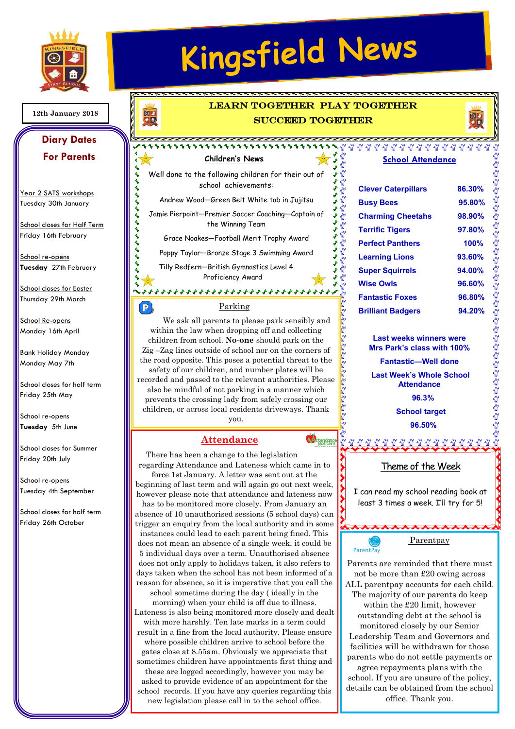# Kingsfield News

12th January 2018

LEARN TOGETHER PLAY TOGETHER SUCCEED TOGETHER

## Diary Dates For Parents

Year 2 SATS workshops
Tuesday 30th January

School closes for Half Term
Friday 16th February

School re-opens
**Tuesday** 27th February

School closes for Easter
Thursday 29th March

School Re-opens
Monday 16th April

Bank Holiday Monday
Monday May 7th

School closes for half term
Friday 25th May

School re-opens
**Tuesday** 5th June

School closes for Summer
Friday 20th July

School re-opens
Tuesday 4th September

School closes for half term
Friday 26th October

## Children's News

Well done to the following children for their out of school achievements:

Andrew Wood—Green Belt White tab in Jujitsu

Jamie Pierpoint—Premier Soccer Coaching—Captain of the Winning Team

Grace Noakes—Football Merit Trophy Award

Poppy Taylor—Bronze Stage 3 Swimming Award

Tilly Redfern—British Gymnastics Level 4 Proficiency Award

## Parking

We ask all parents to please park sensibly and within the law when dropping off and collecting children from school. **No-one** should park on the Zig –Zag lines outside of school nor on the corners of the road opposite. This poses a potential threat to the safety of our children, and number plates will be recorded and passed to the relevant authorities. Please also be mindful of not parking in a manner which prevents the crossing lady from safely crossing our children, or across local residents driveways. Thank you.

## Attendance

There has been a change to the legislation regarding Attendance and Lateness which came in to force 1st January. A letter was sent out at the beginning of last term and will again go out next week, however please note that attendance and lateness now has to be monitored more closely. From January an absence of 10 unauthorised sessions (5 school days) can trigger an enquiry from the local authority and in some instances could lead to each parent being fined. This does not mean an absence of a single week, it could be 5 individual days over a term. Unauthorised absence does not only apply to holidays taken, it also refers to days taken when the school has not been informed of a reason for absence, so it is imperative that you call the school sometime during the day ( ideally in the morning) when your child is off due to illness. Lateness is also being monitored more closely and dealt with more harshly. Ten late marks in a term could result in a fine from the local authority. Please ensure where possible children arrive to school before the gates close at 8.55am. Obviously we appreciate that sometimes children have appointments first thing and these are logged accordingly, however you may be asked to provide evidence of an appointment for the school records. If you have any queries regarding this new legislation please call in to the school office.

## School Attendance

| | |
|---|---|
| Clever Caterpillars | 86.30% |
| Busy Bees | 95.80% |
| Charming Cheetahs | 98.90% |
| Terrific Tigers | 97.80% |
| Perfect Panthers | 100% |
| Learning Lions | 93.60% |
| Super Squirrels | 94.00% |
| Wise Owls | 96.60% |
| Fantastic Foxes | 96.80% |
| Brilliant Badgers | 94.20% |

**Last weeks winners were Mrs Park's class with 100%**

**Fantastic—Well done**

**Last Week's Whole School Attendance**

**96.3%**

**School target**

**96.50%**

## Theme of the Week

I can read my school reading book at least 3 times a week. I'll try for 5!

## Parentpay

Parents are reminded that there must not be more than £20 owing across ALL parentpay accounts for each child. The majority of our parents do keep within the £20 limit, however outstanding debt at the school is monitored closely by our Senior Leadership Team and Governors and facilities will be withdrawn for those parents who do not settle payments or agree repayments plans with the school. If you are unsure of the policy, details can be obtained from the school office. Thank you.